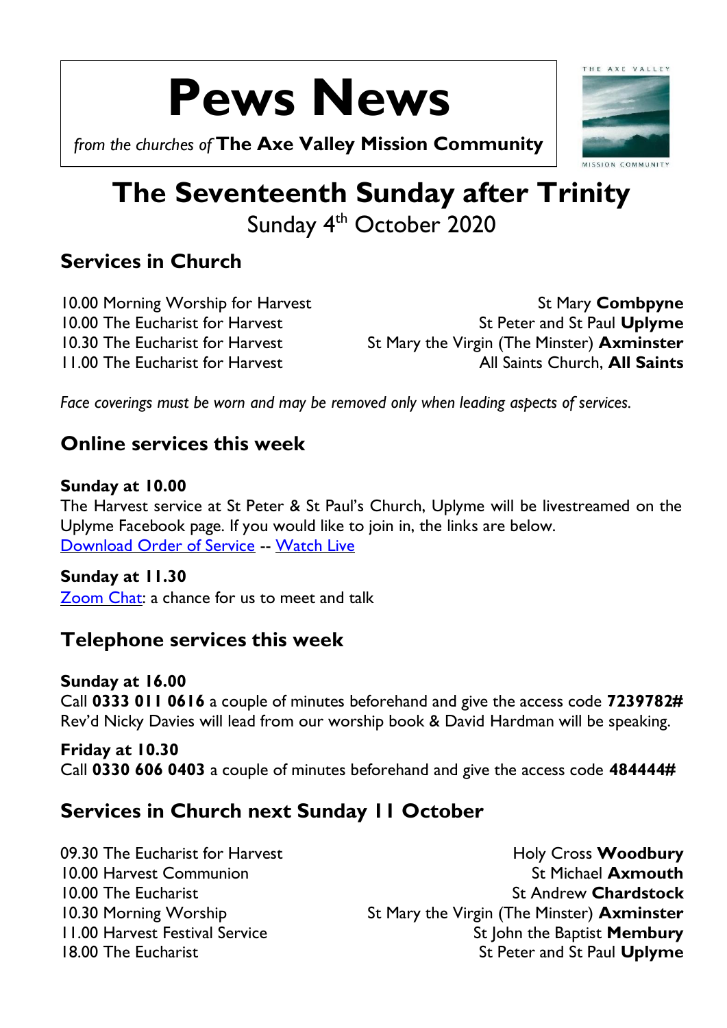# Pews News

*from the churches of* **The Axe Valley Mission Community**

THE AXE VALLEY MISSION COMMUNITY

# The Seventeenth Sunday after Trinity

Sunday 4th October 2020

## Services in Church

10.00 Morning Worship for Harvest — St Mary **Combpyne**
10.00 The Eucharist for Harvest — St Peter and St Paul **Uplyme**
10.30 The Eucharist for Harvest — St Mary the Virgin (The Minster) **Axminster**
11.00 The Eucharist for Harvest — All Saints Church, **All Saints**

*Face coverings must be worn and may be removed only when leading aspects of services.*

## Online services this week

**Sunday at 10.00**
The Harvest service at St Peter & St Paul's Church, Uplyme will be livestreamed on the Uplyme Facebook page. If you would like to join in, the links are below.
Download Order of Service -- Watch Live

**Sunday at 11.30**
Zoom Chat: a chance for us to meet and talk

## Telephone services this week

**Sunday at 16.00**
Call **0333 011 0616** a couple of minutes beforehand and give the access code **7239782#**
Rev'd Nicky Davies will lead from our worship book & David Hardman will be speaking.

**Friday at 10.30**
Call **0330 606 0403** a couple of minutes beforehand and give the access code **484444#**

## Services in Church next Sunday 11 October

09.30 The Eucharist for Harvest — Holy Cross **Woodbury**
10.00 Harvest Communion — St Michael **Axmouth**
10.00 The Eucharist — St Andrew **Chardstock**
10.30 Morning Worship — St Mary the Virgin (The Minster) **Axminster**
11.00 Harvest Festival Service — St John the Baptist **Membury**
18.00 The Eucharist — St Peter and St Paul **Uplyme**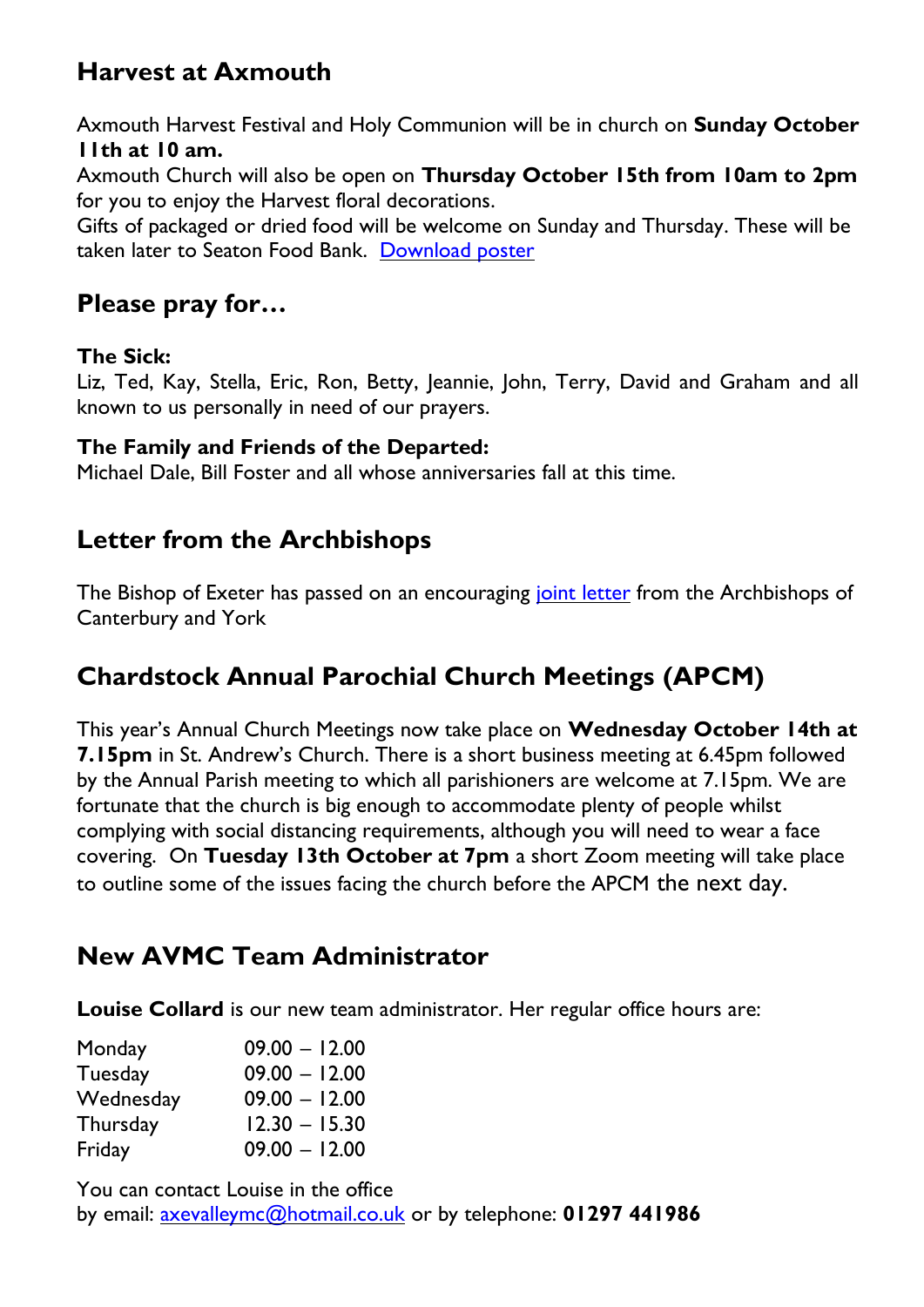## Harvest at Axmouth

Axmouth Harvest Festival and Holy Communion will be in church on **Sunday October 11th at 10 am.**

Axmouth Church will also be open on **Thursday October 15th from 10am to 2pm** for you to enjoy the Harvest floral decorations.

Gifts of packaged or dried food will be welcome on Sunday and Thursday. These will be taken later to Seaton Food Bank. Download poster

## Please pray for…

**The Sick:**

Liz, Ted, Kay, Stella, Eric, Ron, Betty, Jeannie, John, Terry, David and Graham and all known to us personally in need of our prayers.

**The Family and Friends of the Departed:**

Michael Dale, Bill Foster and all whose anniversaries fall at this time.

## Letter from the Archbishops

The Bishop of Exeter has passed on an encouraging joint letter from the Archbishops of Canterbury and York

## Chardstock Annual Parochial Church Meetings (APCM)

This year's Annual Church Meetings now take place on **Wednesday October 14th at 7.15pm** in St. Andrew's Church. There is a short business meeting at 6.45pm followed by the Annual Parish meeting to which all parishioners are welcome at 7.15pm. We are fortunate that the church is big enough to accommodate plenty of people whilst complying with social distancing requirements, although you will need to wear a face covering. On **Tuesday 13th October at 7pm** a short Zoom meeting will take place to outline some of the issues facing the church before the APCM the next day.

## New AVMC Team Administrator

**Louise Collard** is our new team administrator. Her regular office hours are:

| | |
|---|---|
| Monday | 09.00 – 12.00 |
| Tuesday | 09.00 – 12.00 |
| Wednesday | 09.00 – 12.00 |
| Thursday | 12.30 – 15.30 |
| Friday | 09.00 – 12.00 |

You can contact Louise in the office
by email: axevalleymc@hotmail.co.uk or by telephone: **01297 441986**